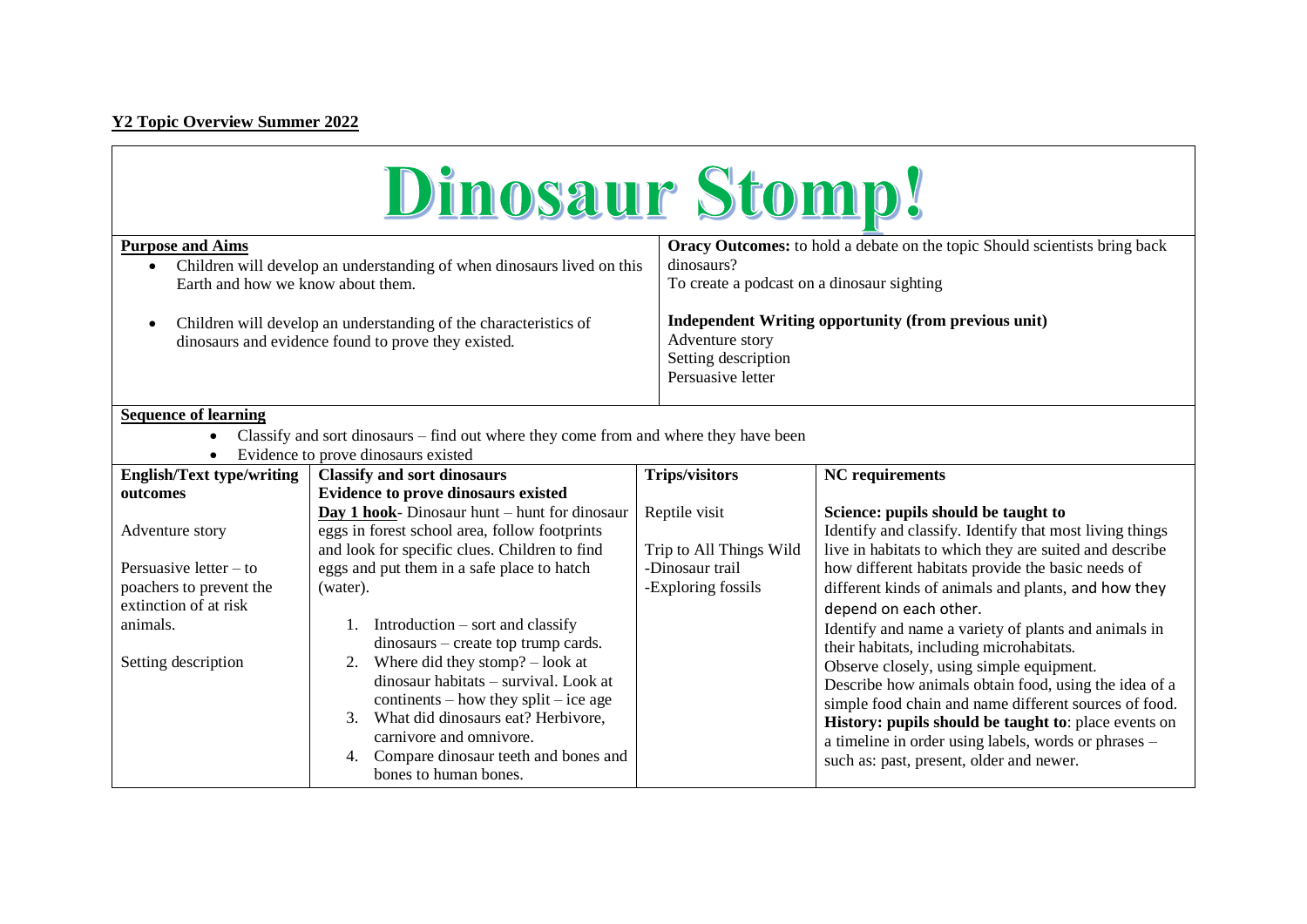**Y2 Topic Overview Summer 2022**

# Dinosaur Stomp!

**Purpose and Aims**

- Children will develop an understanding of when dinosaurs lived on this Earth and how we know about them.
- Children will develop an understanding of the characteristics of dinosaurs and evidence found to prove they existed.

**Oracy Outcomes:** to hold a debate on the topic Should scientists bring back dinosaurs?
To create a podcast on a dinosaur sighting

**Independent Writing opportunity (from previous unit)**
Adventure story
Setting description
Persuasive letter

**Sequence of learning**

- Classify and sort dinosaurs – find out where they come from and where they have been
- Evidence to prove dinosaurs existed

| English/Text type/writing outcomes | Classify and sort dinosaurs<br>Evidence to prove dinosaurs existed | Trips/visitors | NC requirements |
|---|---|---|---|
| Adventure story<br><br>Persuasive letter – to poachers to prevent the extinction of at risk animals.<br><br>Setting description | **Day 1 hook**- Dinosaur hunt – hunt for dinosaur eggs in forest school area, follow footprints and look for specific clues. Children to find eggs and put them in a safe place to hatch (water).<br><br>1. Introduction – sort and classify dinosaurs – create top trump cards.<br>2. Where did they stomp? – look at dinosaur habitats – survival. Look at continents – how they split – ice age<br>3. What did dinosaurs eat? Herbivore, carnivore and omnivore.<br>4. Compare dinosaur teeth and bones and bones to human bones. | Reptile visit<br><br>Trip to All Things Wild<br>-Dinosaur trail<br>-Exploring fossils | **Science: pupils should be taught to**<br>Identify and classify. Identify that most living things live in habitats to which they are suited and describe how different habitats provide the basic needs of different kinds of animals and plants, and how they depend on each other.<br>Identify and name a variety of plants and animals in their habitats, including microhabitats.<br>Observe closely, using simple equipment.<br>Describe how animals obtain food, using the idea of a simple food chain and name different sources of food.<br>**History: pupils should be taught to**: place events on a timeline in order using labels, words or phrases – such as: past, present, older and newer. |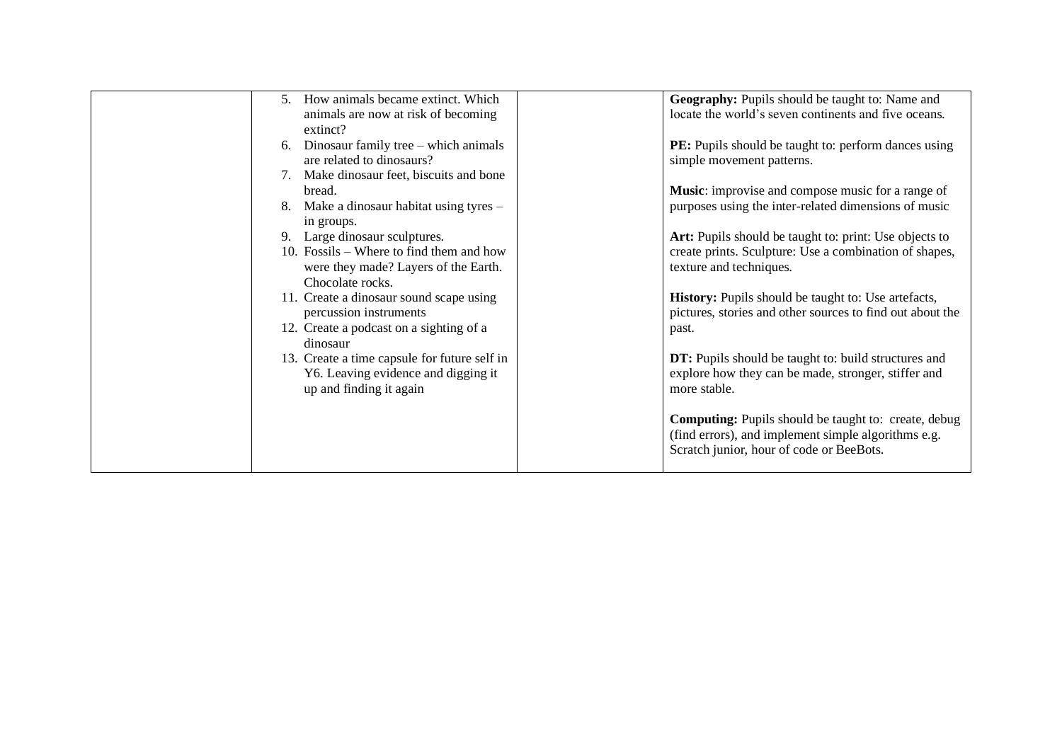| | | | |
|---|---|---|---|
| | 5. How animals became extinct. Which animals are now at risk of becoming extinct?<br>6. Dinosaur family tree – which animals are related to dinosaurs?<br>7. Make dinosaur feet, biscuits and bone bread.<br>8. Make a dinosaur habitat using tyres – in groups.<br>9. Large dinosaur sculptures.<br>10. Fossils – Where to find them and how were they made? Layers of the Earth. Chocolate rocks.<br>11. Create a dinosaur sound scape using percussion instruments<br>12. Create a podcast on a sighting of a dinosaur<br>13. Create a time capsule for future self in Y6. Leaving evidence and digging it up and finding it again | | **Geography:** Pupils should be taught to: Name and locate the world's seven continents and five oceans.<br><br>**PE:** Pupils should be taught to: perform dances using simple movement patterns.<br><br>**Music**: improvise and compose music for a range of purposes using the inter-related dimensions of music<br><br>**Art:** Pupils should be taught to: print: Use objects to create prints. Sculpture: Use a combination of shapes, texture and techniques.<br><br>**History:** Pupils should be taught to: Use artefacts, pictures, stories and other sources to find out about the past.<br><br>**DT:** Pupils should be taught to: build structures and explore how they can be made, stronger, stiffer and more stable.<br><br>**Computing:** Pupils should be taught to: create, debug (find errors), and implement simple algorithms e.g. Scratch junior, hour of code or BeeBots. |